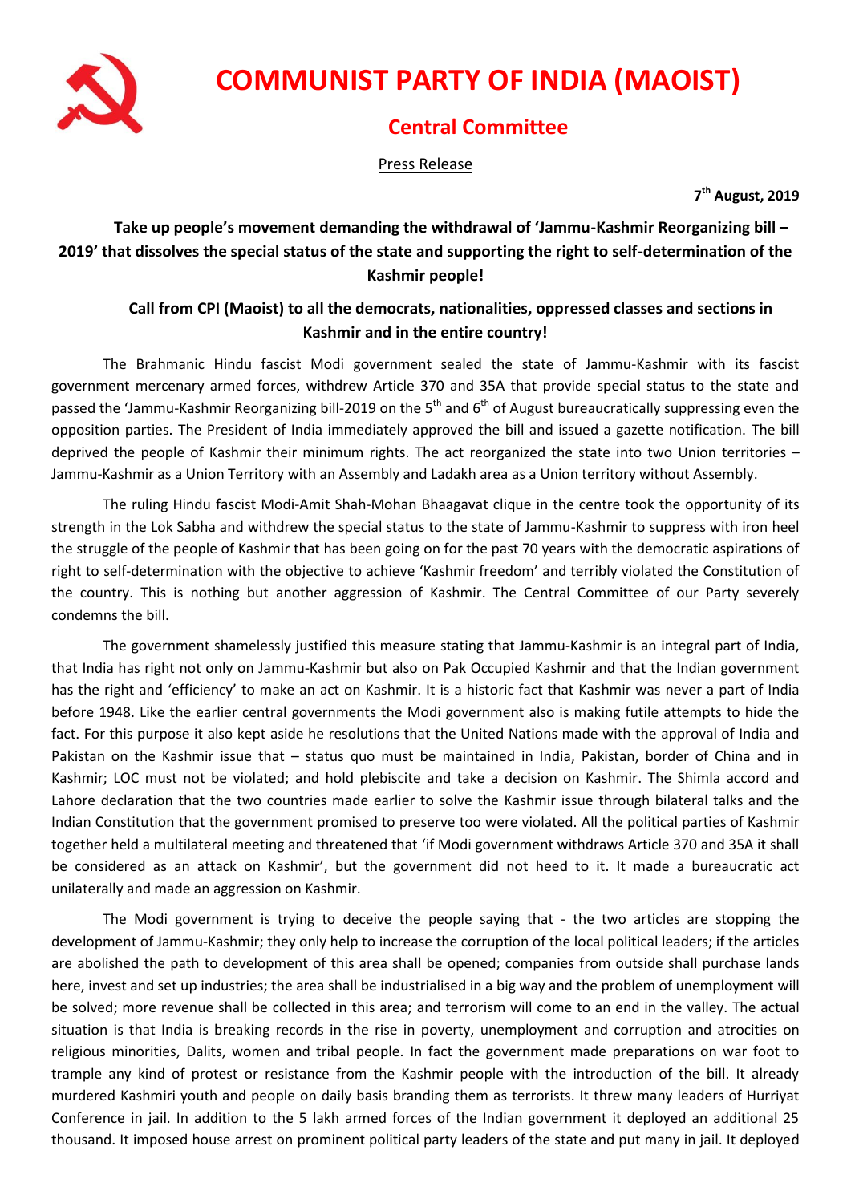# COMMUNIST PARTY OF INDIA (MAOIST)

## Central Committee

Press Release

**7th August, 2019**

**Take up people's movement demanding the withdrawal of 'Jammu-Kashmir Reorganizing bill – 2019' that dissolves the special status of the state and supporting the right to self-determination of the Kashmir people!**

**Call from CPI (Maoist) to all the democrats, nationalities, oppressed classes and sections in Kashmir and in the entire country!**

The Brahmanic Hindu fascist Modi government sealed the state of Jammu-Kashmir with its fascist government mercenary armed forces, withdrew Article 370 and 35A that provide special status to the state and passed the 'Jammu-Kashmir Reorganizing bill-2019 on the 5th and 6th of August bureaucratically suppressing even the opposition parties. The President of India immediately approved the bill and issued a gazette notification. The bill deprived the people of Kashmir their minimum rights. The act reorganized the state into two Union territories – Jammu-Kashmir as a Union Territory with an Assembly and Ladakh area as a Union territory without Assembly.

The ruling Hindu fascist Modi-Amit Shah-Mohan Bhaagavat clique in the centre took the opportunity of its strength in the Lok Sabha and withdrew the special status to the state of Jammu-Kashmir to suppress with iron heel the struggle of the people of Kashmir that has been going on for the past 70 years with the democratic aspirations of right to self-determination with the objective to achieve 'Kashmir freedom' and terribly violated the Constitution of the country. This is nothing but another aggression of Kashmir. The Central Committee of our Party severely condemns the bill.

The government shamelessly justified this measure stating that Jammu-Kashmir is an integral part of India, that India has right not only on Jammu-Kashmir but also on Pak Occupied Kashmir and that the Indian government has the right and 'efficiency' to make an act on Kashmir. It is a historic fact that Kashmir was never a part of India before 1948. Like the earlier central governments the Modi government also is making futile attempts to hide the fact. For this purpose it also kept aside he resolutions that the United Nations made with the approval of India and Pakistan on the Kashmir issue that – status quo must be maintained in India, Pakistan, border of China and in Kashmir; LOC must not be violated; and hold plebiscite and take a decision on Kashmir. The Shimla accord and Lahore declaration that the two countries made earlier to solve the Kashmir issue through bilateral talks and the Indian Constitution that the government promised to preserve too were violated. All the political parties of Kashmir together held a multilateral meeting and threatened that 'if Modi government withdraws Article 370 and 35A it shall be considered as an attack on Kashmir', but the government did not heed to it. It made a bureaucratic act unilaterally and made an aggression on Kashmir.

The Modi government is trying to deceive the people saying that - the two articles are stopping the development of Jammu-Kashmir; they only help to increase the corruption of the local political leaders; if the articles are abolished the path to development of this area shall be opened; companies from outside shall purchase lands here, invest and set up industries; the area shall be industrialised in a big way and the problem of unemployment will be solved; more revenue shall be collected in this area; and terrorism will come to an end in the valley. The actual situation is that India is breaking records in the rise in poverty, unemployment and corruption and atrocities on religious minorities, Dalits, women and tribal people. In fact the government made preparations on war foot to trample any kind of protest or resistance from the Kashmir people with the introduction of the bill. It already murdered Kashmiri youth and people on daily basis branding them as terrorists. It threw many leaders of Hurriyat Conference in jail. In addition to the 5 lakh armed forces of the Indian government it deployed an additional 25 thousand. It imposed house arrest on prominent political party leaders of the state and put many in jail. It deployed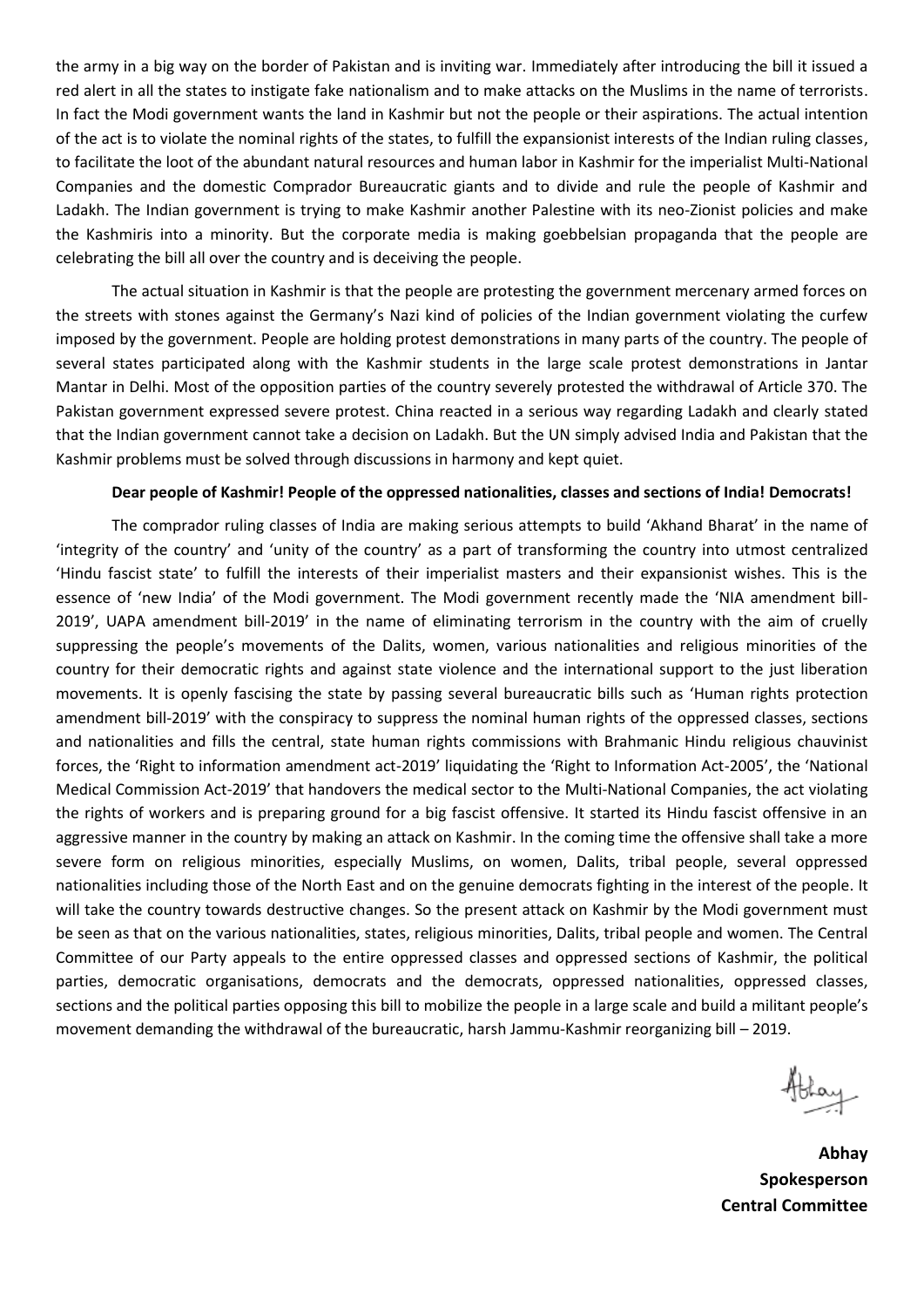the army in a big way on the border of Pakistan and is inviting war. Immediately after introducing the bill it issued a red alert in all the states to instigate fake nationalism and to make attacks on the Muslims in the name of terrorists. In fact the Modi government wants the land in Kashmir but not the people or their aspirations. The actual intention of the act is to violate the nominal rights of the states, to fulfill the expansionist interests of the Indian ruling classes, to facilitate the loot of the abundant natural resources and human labor in Kashmir for the imperialist Multi-National Companies and the domestic Comprador Bureaucratic giants and to divide and rule the people of Kashmir and Ladakh. The Indian government is trying to make Kashmir another Palestine with its neo-Zionist policies and make the Kashmiris into a minority. But the corporate media is making goebbelsian propaganda that the people are celebrating the bill all over the country and is deceiving the people.

The actual situation in Kashmir is that the people are protesting the government mercenary armed forces on the streets with stones against the Germany's Nazi kind of policies of the Indian government violating the curfew imposed by the government. People are holding protest demonstrations in many parts of the country. The people of several states participated along with the Kashmir students in the large scale protest demonstrations in Jantar Mantar in Delhi. Most of the opposition parties of the country severely protested the withdrawal of Article 370. The Pakistan government expressed severe protest. China reacted in a serious way regarding Ladakh and clearly stated that the Indian government cannot take a decision on Ladakh. But the UN simply advised India and Pakistan that the Kashmir problems must be solved through discussions in harmony and kept quiet.

**Dear people of Kashmir! People of the oppressed nationalities, classes and sections of India! Democrats!**

The comprador ruling classes of India are making serious attempts to build 'Akhand Bharat' in the name of 'integrity of the country' and 'unity of the country' as a part of transforming the country into utmost centralized 'Hindu fascist state' to fulfill the interests of their imperialist masters and their expansionist wishes. This is the essence of 'new India' of the Modi government. The Modi government recently made the 'NIA amendment bill-2019', UAPA amendment bill-2019' in the name of eliminating terrorism in the country with the aim of cruelly suppressing the people's movements of the Dalits, women, various nationalities and religious minorities of the country for their democratic rights and against state violence and the international support to the just liberation movements. It is openly fascising the state by passing several bureaucratic bills such as 'Human rights protection amendment bill-2019' with the conspiracy to suppress the nominal human rights of the oppressed classes, sections and nationalities and fills the central, state human rights commissions with Brahmanic Hindu religious chauvinist forces, the 'Right to information amendment act-2019' liquidating the 'Right to Information Act-2005', the 'National Medical Commission Act-2019' that handovers the medical sector to the Multi-National Companies, the act violating the rights of workers and is preparing ground for a big fascist offensive. It started its Hindu fascist offensive in an aggressive manner in the country by making an attack on Kashmir. In the coming time the offensive shall take a more severe form on religious minorities, especially Muslims, on women, Dalits, tribal people, several oppressed nationalities including those of the North East and on the genuine democrats fighting in the interest of the people. It will take the country towards destructive changes. So the present attack on Kashmir by the Modi government must be seen as that on the various nationalities, states, religious minorities, Dalits, tribal people and women. The Central Committee of our Party appeals to the entire oppressed classes and oppressed sections of Kashmir, the political parties, democratic organisations, democrats and the democrats, oppressed nationalities, oppressed classes, sections and the political parties opposing this bill to mobilize the people in a large scale and build a militant people's movement demanding the withdrawal of the bureaucratic, harsh Jammu-Kashmir reorganizing bill – 2019.

Abhay

**Abhay**
**Spokesperson**
**Central Committee**